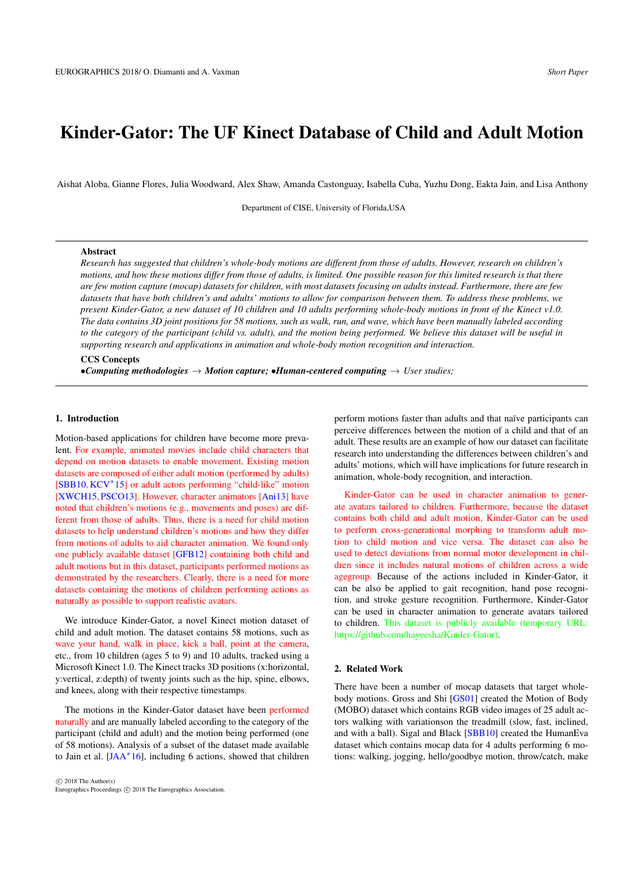# Kinder-Gator: The UF Kinect Database of Child and Adult Motion

Aishat Aloba, Gianne Flores, Julia Woodward, Alex Shaw, Amanda Castonguay, Isabella Cuba, Yuzhu Dong, Eakta Jain, and Lisa Anthony

Department of CISE, University of Florida,USA

---

**Abstract**

*Research has suggested that children's whole-body motions are different from those of adults. However, research on children's motions, and how these motions differ from those of adults, is limited. One possible reason for this limited research is that there are few motion capture (mocap) datasets for children, with most datasets focusing on adults instead. Furthermore, there are few datasets that have both children's and adults' motions to allow for comparison between them. To address these problems, we present Kinder-Gator, a new dataset of 10 children and 10 adults performing whole-body motions in front of the Kinect v1.0. The data contains 3D joint positions for 58 motions, such as walk, run, and wave, which have been manually labeled according to the category of the participant (child vs. adult), and the motion being performed. We believe this dataset will be useful in supporting research and applications in animation and whole-body motion recognition and interaction.*

**CCS Concepts**

•***Computing methodologies*** → ***Motion capture;*** •***Human-centered computing*** → *User studies;*

---

## 1. Introduction

Motion-based applications for children have become more prevalent. For example, animated movies include child characters that depend on motion datasets to enable movement. Existing motion datasets are composed of either adult motion (performed by adults) [SBB10, KCV*15] or adult actors performing "child-like" motion [XWCH15, PSCO13]. However, character animators [Ani13] have noted that children's motions (e.g., movements and poses) are different from those of adults. Thus, there is a need for child motion datasets to help understand children's motions and how they differ from motions of adults to aid character animation. We found only one publicly available dataset [GFB12] containing both child and adult motions but in this dataset, participants performed motions as demonstrated by the researchers. Clearly, there is a need for more datasets containing the motions of children performing actions as naturally as possible to support realistic avatars.

We introduce Kinder-Gator, a novel Kinect motion dataset of child and adult motion. The dataset contains 58 motions, such as wave your hand, walk in place, kick a ball, point at the camera, etc., from 10 children (ages 5 to 9) and 10 adults, tracked using a Microsoft Kinect 1.0. The Kinect tracks 3D positions (x:horizontal, y:vertical, z:depth) of twenty joints such as the hip, spine, elbows, and knees, along with their respective timestamps.

The motions in the Kinder-Gator dataset have been performed naturally and are manually labeled according to the category of the participant (child and adult) and the motion being performed (one of 58 motions). Analysis of a subset of the dataset made available to Jain et al. [JAA*16], including 6 actions, showed that children perform motions faster than adults and that naïve participants can perceive differences between the motion of a child and that of an adult. These results are an example of how our dataset can facilitate research into understanding the differences between children's and adults' motions, which will have implications for future research in animation, whole-body recognition, and interaction.

Kinder-Gator can be used in character animation to generate avatars tailored to children. Furthermore, because the dataset contains both child and adult motion, Kinder-Gator can be used to perform cross-generational morphing to transform adult motion to child motion and vice versa. The dataset can also be used to detect deviations from normal motor development in children since it includes natural motions of children across a wide agegroup. Because of the actions included in Kinder-Gator, it can be also applied to gait recognition, hand pose recognition, and stroke gesture recognition. Furthermore, Kinder-Gator can be used in character animation to generate avatars tailored to children. This dataset is publicly available (temporary URL: https://github.com/hayeesha/Kinder-Gator).

## 2. Related Work

There have been a number of mocap datasets that target whole-body motions. Gross and Shi [GS01] created the Motion of Body (MOBO) dataset which contains RGB video images of 25 adult actors walking with variationson the treadmill (slow, fast, inclined, and with a ball). Sigal and Black [SBB10] created the HumanEva dataset which contains mocap data for 4 adults performing 6 motions: walking, jogging, hello/goodbye motion, throw/catch, make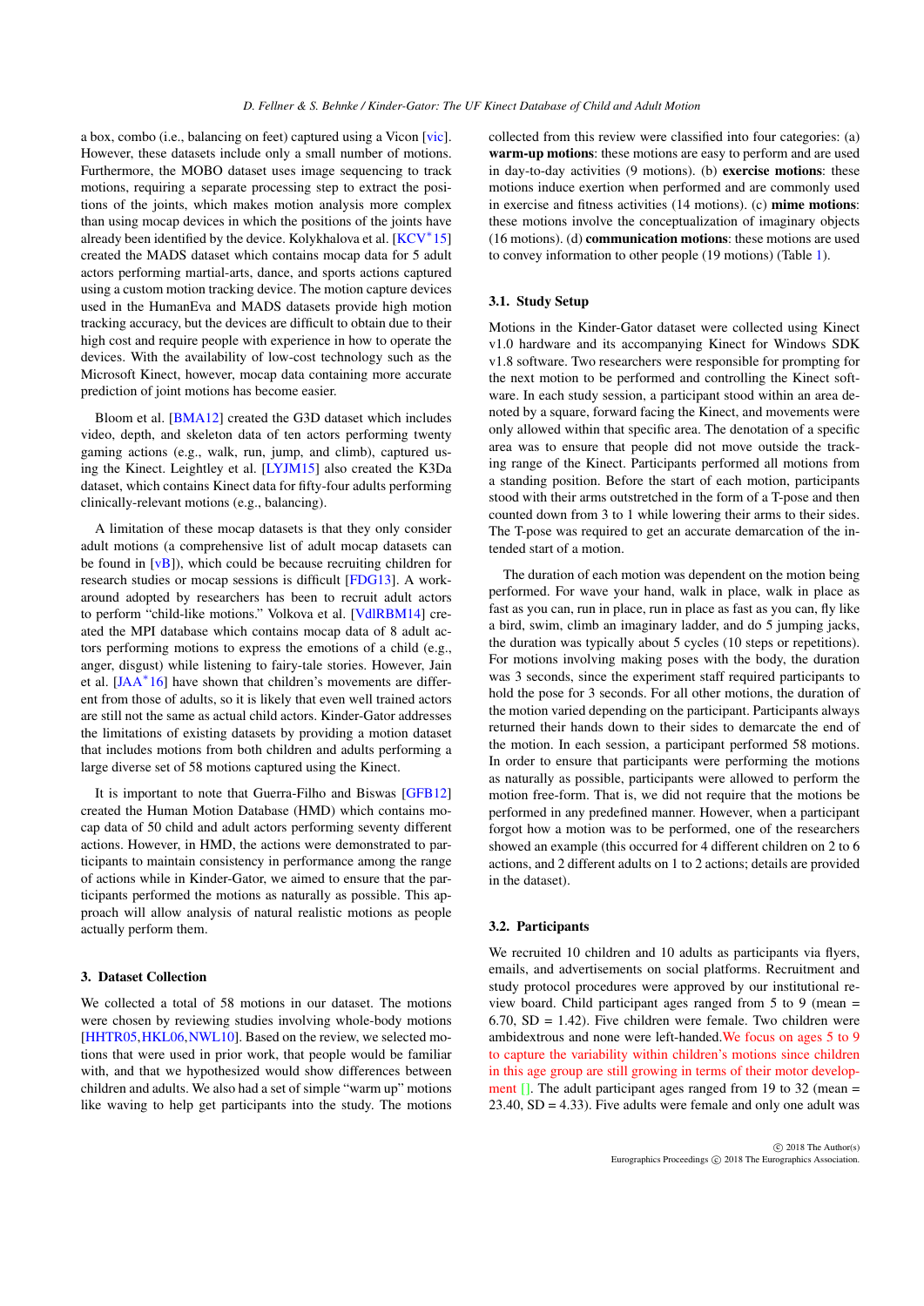a box, combo (i.e., balancing on feet) captured using a Vicon [vic]. However, these datasets include only a small number of motions. Furthermore, the MOBO dataset uses image sequencing to track motions, requiring a separate processing step to extract the positions of the joints, which makes motion analysis more complex than using mocap devices in which the positions of the joints have already been identified by the device. Kolykhalova et al. [KCV*15] created the MADS dataset which contains mocap data for 5 adult actors performing martial-arts, dance, and sports actions captured using a custom motion tracking device. The motion capture devices used in the HumanEva and MADS datasets provide high motion tracking accuracy, but the devices are difficult to obtain due to their high cost and require people with experience in how to operate the devices. With the availability of low-cost technology such as the Microsoft Kinect, however, mocap data containing more accurate prediction of joint motions has become easier.

Bloom et al. [BMA12] created the G3D dataset which includes video, depth, and skeleton data of ten actors performing twenty gaming actions (e.g., walk, run, jump, and climb), captured using the Kinect. Leightley et al. [LYJM15] also created the K3Da dataset, which contains Kinect data for fifty-four adults performing clinically-relevant motions (e.g., balancing).

A limitation of these mocap datasets is that they only consider adult motions (a comprehensive list of adult mocap datasets can be found in [vB]), which could be because recruiting children for research studies or mocap sessions is difficult [FDG13]. A workaround adopted by researchers has been to recruit adult actors to perform "child-like motions." Volkova et al. [VdlRBM14] created the MPI database which contains mocap data of 8 adult actors performing motions to express the emotions of a child (e.g., anger, disgust) while listening to fairy-tale stories. However, Jain et al. [JAA*16] have shown that children's movements are different from those of adults, so it is likely that even well trained actors are still not the same as actual child actors. Kinder-Gator addresses the limitations of existing datasets by providing a motion dataset that includes motions from both children and adults performing a large diverse set of 58 motions captured using the Kinect.

It is important to note that Guerra-Filho and Biswas [GFB12] created the Human Motion Database (HMD) which contains mocap data of 50 child and adult actors performing seventy different actions. However, in HMD, the actions were demonstrated to participants to maintain consistency in performance among the range of actions while in Kinder-Gator, we aimed to ensure that the participants performed the motions as naturally as possible. This approach will allow analysis of natural realistic motions as people actually perform them.

## 3. Dataset Collection

We collected a total of 58 motions in our dataset. The motions were chosen by reviewing studies involving whole-body motions [HHTR05, HKL06, NWL10]. Based on the review, we selected motions that were used in prior work, that people would be familiar with, and that we hypothesized would show differences between children and adults. We also had a set of simple "warm up" motions like waving to help get participants into the study. The motions collected from this review were classified into four categories: (a) **warm-up motions**: these motions are easy to perform and are used in day-to-day activities (9 motions). (b) **exercise motions**: these motions induce exertion when performed and are commonly used in exercise and fitness activities (14 motions). (c) **mime motions**: these motions involve the conceptualization of imaginary objects (16 motions). (d) **communication motions**: these motions are used to convey information to other people (19 motions) (Table 1).

### 3.1. Study Setup

Motions in the Kinder-Gator dataset were collected using Kinect v1.0 hardware and its accompanying Kinect for Windows SDK v1.8 software. Two researchers were responsible for prompting for the next motion to be performed and controlling the Kinect software. In each study session, a participant stood within an area denoted by a square, forward facing the Kinect, and movements were only allowed within that specific area. The denotation of a specific area was to ensure that people did not move outside the tracking range of the Kinect. Participants performed all motions from a standing position. Before the start of each motion, participants stood with their arms outstretched in the form of a T-pose and then counted down from 3 to 1 while lowering their arms to their sides. The T-pose was required to get an accurate demarcation of the intended start of a motion.

The duration of each motion was dependent on the motion being performed. For wave your hand, walk in place, walk in place as fast as you can, run in place, run in place as fast as you can, fly like a bird, swim, climb an imaginary ladder, and do 5 jumping jacks, the duration was typically about 5 cycles (10 steps or repetitions). For motions involving making poses with the body, the duration was 3 seconds, since the experiment staff required participants to hold the pose for 3 seconds. For all other motions, the duration of the motion varied depending on the participant. Participants always returned their hands down to their sides to demarcate the end of the motion. In each session, a participant performed 58 motions. In order to ensure that participants were performing the motions as naturally as possible, participants were allowed to perform the motion free-form. That is, we did not require that the motions be performed in any predefined manner. However, when a participant forgot how a motion was to be performed, one of the researchers showed an example (this occurred for 4 different children on 2 to 6 actions, and 2 different adults on 1 to 2 actions; details are provided in the dataset).

### 3.2. Participants

We recruited 10 children and 10 adults as participants via flyers, emails, and advertisements on social platforms. Recruitment and study protocol procedures were approved by our institutional review board. Child participant ages ranged from 5 to 9 (mean = 6.70, SD = 1.42). Five children were female. Two children were ambidextrous and none were left-handed. We focus on ages 5 to 9 to capture the variability within children's motions since children in this age group are still growing in terms of their motor development []. The adult participant ages ranged from 19 to 32 (mean = 23.40, SD = 4.33). Five adults were female and only one adult was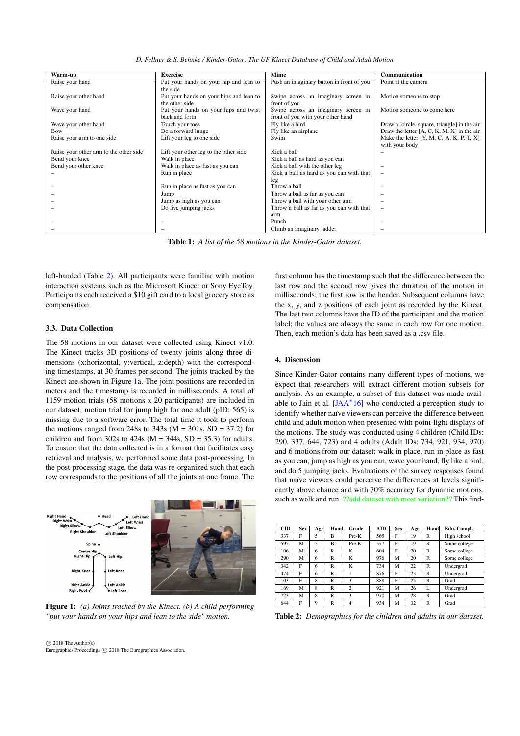| Warm-up | Exercise | Mime | Communication |
|---|---|---|---|
| Raise your hand | Put your hands on your hip and lean to the side | Push an imaginary button in front of you | Point at the camera |
| Raise your other hand | Put your hands on your hips and lean to the other side | Swipe across an imaginary screen in front of you | Motion someone to stop |
| Wave your hand | Put your hands on your hips and twist back and forth | Swipe across an imaginary screen in front of you with your other hand | Motion someone to come here |
| Wave your other hand | Touch your toes | Fly like a bird | Draw a [circle, square, triangle] in the air |
| Bow | Do a forward lunge | Fly like an airplane | Draw the letter [A, C, K, M, X] in the air |
| Raise your arm to one side | Lift your leg to one side | Swim | Make the letter [Y, M, C, A, K, P, T, X] with your body |
| Raise your other arm to the other side | Lift your other leg to the other side | Kick a ball | – |
| Bend your knee | Walk in place | Kick a ball as hard as you can | |
| Bend your other knee | Walk in place as fast as you can | Kick a ball with the other leg | – |
| – | Run in place | Kick a ball as hard as you can with that leg | – |
| – | Run in place as fast as you can | Throw a ball | – |
| – | Jump | Throw a ball as far as you can | – |
| – | Jump as high as you can | Throw a ball with your other arm | – |
| – | Do five jumping jacks | Throw a ball as far as you can with that arm | – |
| – | – | Punch | – |
| – | – | Climb an imaginary ladder | – |

**Table 1:** *A list of the 58 motions in the Kinder-Gator dataset.*

left-handed (Table 2). All participants were familiar with motion interaction systems such as the Microsoft Kinect or Sony EyeToy. Participants each received a $10 gift card to a local grocery store as compensation.

### 3.3. Data Collection

The 58 motions in our dataset were collected using Kinect v1.0. The Kinect tracks 3D positions of twenty joints along three dimensions (x:horizontal, y:vertical, z:depth) with the corresponding timestamps, at 30 frames per second. The joints tracked by the Kinect are shown in Figure 1a. The joint positions are recorded in meters and the timestamp is recorded in milliseconds. A total of 1159 motion trials (58 motions x 20 participants) are included in our dataset; motion trial for jump high for one adult (pID: 565) is missing due to a software error. The total time it took to perform the motions ranged from 248s to 343s (M = 301s, SD = 37.2) for children and from 302s to 424s (M = 344s, SD = 35.3) for adults. To ensure that the data collected is in a format that facilitates easy retrieval and analysis, we performed some data post-processing. In the post-processing stage, the data was re-organized such that each row corresponds to the positions of all the joints at one frame. The first column has the timestamp such that the difference between the last row and the second row gives the duration of the motion in milliseconds; the first row is the header. Subsequent columns have the x, y, and z positions of each joint as recorded by the Kinect. The last two columns have the ID of the participant and the motion label; the values are always the same in each row for one motion. Then, each motion's data has been saved as a .csv file.

**Figure 1:** *(a) Joints tracked by the Kinect. (b) A child performing "put your hands on your hips and lean to the side" motion.*

## 4. Discussion

Since Kinder-Gator contains many different types of motions, we expect that researchers will extract different motion subsets for analysis. As an example, a subset of this dataset was made available to Jain et al. [JAA*16] who conducted a perception study to identify whether naïve viewers can perceive the difference between child and adult motion when presented with point-light displays of the motions. The study was conducted using 4 children (Child IDs: 290, 337, 644, 723) and 4 adults (Adult IDs: 734, 921, 934, 970) and 6 motions from our dataset: walk in place, run in place as fast as you can, jump as high as you can, wave your hand, fly like a bird, and do 5 jumping jacks. Evaluations of the survey responses found that naïve viewers could perceive the differences at levels significantly above chance and with 70% accuracy for dynamic motions, such as walk and run. ??add dataset with most variation?? This find-

| CID | Sex | Age | Hand | Grade | AID | Sex | Age | Hand | Edu. Compl. |
|---|---|---|---|---|---|---|---|---|---|
| 337 | F | 5 | B | Pre-K | 565 | F | 19 | R | High school |
| 595 | M | 5 | B | Pre-K | 577 | F | 19 | R | Some college |
| 106 | M | 6 | R | K | 604 | M | 20 | R | Some college |
| 290 | M | 6 | R | K | 976 | M | 20 | R | Some college |
| 342 | F | 6 | R | K | 734 | M | 22 | R | Undergrad |
| 474 | F | 6 | R | 1 | 876 | F | 23 | R | Undergrad |
| 103 | F | 8 | R | 3 | 888 | F | 25 | R | Grad |
| 169 | M | 8 | R | 2 | 921 | M | 26 | L | Undergrad |
| 723 | M | 8 | R | 3 | 970 | M | 28 | R | Grad |
| 644 | F | 9 | R | 4 | 934 | M | 32 | R | Grad |

**Table 2:** *Demographics for the children and adults in our dataset.*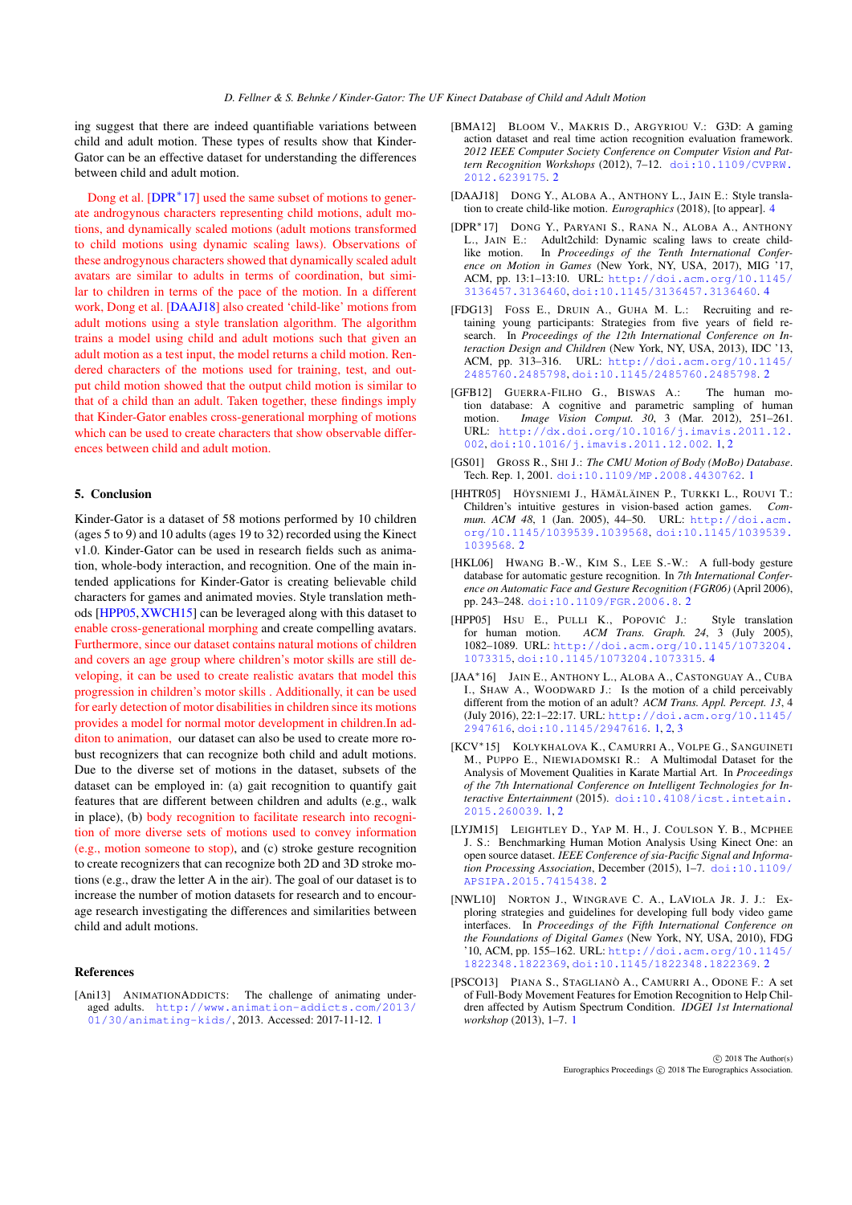ing suggest that there are indeed quantifiable variations between child and adult motion. These types of results show that Kinder-Gator can be an effective dataset for understanding the differences between child and adult motion.

Dong et al. [DPR*17] used the same subset of motions to generate androgynous characters representing child motions, adult motions, and dynamically scaled motions (adult motions transformed to child motions using dynamic scaling laws). Observations of these androgynous characters showed that dynamically scaled adult avatars are similar to adults in terms of coordination, but similar to children in terms of the pace of the motion. In a different work, Dong et al. [DAAJ18] also created 'child-like' motions from adult motions using a style translation algorithm. The algorithm trains a model using child and adult motions such that given an adult motion as a test input, the model returns a child motion. Rendered characters of the motions used for training, test, and output child motion showed that the output child motion is similar to that of a child than an adult. Taken together, these findings imply that Kinder-Gator enables cross-generational morphing of motions which can be used to create characters that show observable differences between child and adult motion.

## 5. Conclusion

Kinder-Gator is a dataset of 58 motions performed by 10 children (ages 5 to 9) and 10 adults (ages 19 to 32) recorded using the Kinect v1.0. Kinder-Gator can be used in research fields such as animation, whole-body interaction, and recognition. One of the main intended applications for Kinder-Gator is creating believable child characters for games and animated movies. Style translation methods [HPP05, XWCH15] can be leveraged along with this dataset to enable cross-generational morphing and create compelling avatars. Furthermore, since our dataset contains natural motions of children and covers an age group where children's motor skills are still developing, it can be used to create realistic avatars that model this progression in children's motor skills . Additionally, it can be used for early detection of motor disabilities in children since its motions provides a model for normal motor development in children.In additon to animation, our dataset can also be used to create more robust recognizers that can recognize both child and adult motions. Due to the diverse set of motions in the dataset, subsets of the dataset can be employed in: (a) gait recognition to quantify gait features that are different between children and adults (e.g., walk in place), (b) body recognition to facilitate research into recognition of more diverse sets of motions used to convey information (e.g., motion someone to stop), and (c) stroke gesture recognition to create recognizers that can recognize both 2D and 3D stroke motions (e.g., draw the letter A in the air). The goal of our dataset is to increase the number of motion datasets for research and to encourage research investigating the differences and similarities between child and adult motions.

## References

[Ani13] ANIMATIONADDICTS: The challenge of animating underaged adults. http://www.animation-addicts.com/2013/01/30/animating-kids/, 2013. Accessed: 2017-11-12. 1

[BMA12] BLOOM V., MAKRIS D., ARGYRIOU V.: G3D: A gaming action dataset and real time action recognition evaluation framework. *2012 IEEE Computer Society Conference on Computer Vision and Pattern Recognition Workshops* (2012), 7–12. doi:10.1109/CVPRW.2012.6239175. 2

[DAAJ18] DONG Y., ALOBA A., ANTHONY L., JAIN E.: Style translation to create child-like motion. *Eurographics* (2018), [to appear]. 4

[DPR*17] DONG Y., PARYANI S., RANA N., ALOBA A., ANTHONY L., JAIN E.: Adult2child: Dynamic scaling laws to create child-like motion. In *Proceedings of the Tenth International Conference on Motion in Games* (New York, NY, USA, 2017), MIG '17, ACM, pp. 13:1–13:10. URL: http://doi.acm.org/10.1145/3136457.3136460, doi:10.1145/3136457.3136460. 4

[FDG13] FOSS E., DRUIN A., GUHA M. L.: Recruiting and retaining young participants: Strategies from five years of field research. In *Proceedings of the 12th International Conference on Interaction Design and Children* (New York, NY, USA, 2013), IDC '13, ACM, pp. 313–316. URL: http://doi.acm.org/10.1145/2485760.2485798, doi:10.1145/2485760.2485798. 2

[GFB12] GUERRA-FILHO G., BISWAS A.: The human motion database: A cognitive and parametric sampling of human motion. *Image Vision Comput. 30*, 3 (Mar. 2012), 251–261. URL: http://dx.doi.org/10.1016/j.imavis.2011.12.002, doi:10.1016/j.imavis.2011.12.002. 1, 2

[GS01] GROSS R., SHI J.: *The CMU Motion of Body (MoBo) Database*. Tech. Rep. 1, 2001. doi:10.1109/MP.2008.4430762. 1

[HHTR05] HÖYSNIEMI J., HÄMÄLÄINEN P., TURKKI L., ROUVI T.: Children's intuitive gestures in vision-based action games. *Commun. ACM 48*, 1 (Jan. 2005), 44–50. URL: http://doi.acm.org/10.1145/1039539.1039568, doi:10.1145/1039539.1039568. 2

[HKL06] HWANG B.-W., KIM S., LEE S.-W.: A full-body gesture database for automatic gesture recognition. In *7th International Conference on Automatic Face and Gesture Recognition (FGR06)* (April 2006), pp. 243–248. doi:10.1109/FGR.2006.8. 2

[HPP05] HSU E., PULLI K., POPOVIĆ J.: Style translation for human motion. *ACM Trans. Graph. 24*, 3 (July 2005), 1082–1089. URL: http://doi.acm.org/10.1145/1073204.1073315, doi:10.1145/1073204.1073315. 4

[JAA*16] JAIN E., ANTHONY L., ALOBA A., CASTONGUAY A., CUBA I., SHAW A., WOODWARD J.: Is the motion of a child perceivably different from the motion of an adult? *ACM Trans. Appl. Percept. 13*, 4 (July 2016), 22:1–22:17. URL: http://doi.acm.org/10.1145/2947616, doi:10.1145/2947616. 1, 2, 3

[KCV*15] KOLYKHALOVA K., CAMURRI A., VOLPE G., SANGUINETI M., PUPPO E., NIEWIADOMSKI R.: A Multimodal Dataset for the Analysis of Movement Qualities in Karate Martial Art. In *Proceedings of the 7th International Conference on Intelligent Technologies for Interactive Entertainment* (2015). doi:10.4108/icst.intetain.2015.260039. 1, 2

[LYJM15] LEIGHTLEY D., YAP M. H., J. COULSON Y. B., MCPHEE J. S.: Benchmarking Human Motion Analysis Using Kinect One: an open source dataset. *IEEE Conference of sia-Pacific Signal and Information Processing Association*, December (2015), 1–7. doi:10.1109/APSIPA.2015.7415438. 2

[NWL10] NORTON J., WINGRAVE C. A., LAVIOLA JR. J. J.: Exploring strategies and guidelines for developing full body video game interfaces. In *Proceedings of the Fifth International Conference on the Foundations of Digital Games* (New York, NY, USA, 2010), FDG '10, ACM, pp. 155–162. URL: http://doi.acm.org/10.1145/1822348.1822369, doi:10.1145/1822348.1822369. 2

[PSCO13] PIANA S., STAGLIANÒ A., CAMURRI A., ODONE F.: A set of Full-Body Movement Features for Emotion Recognition to Help Children affected by Autism Spectrum Condition. *IDGEI 1st International workshop* (2013), 1–7. 1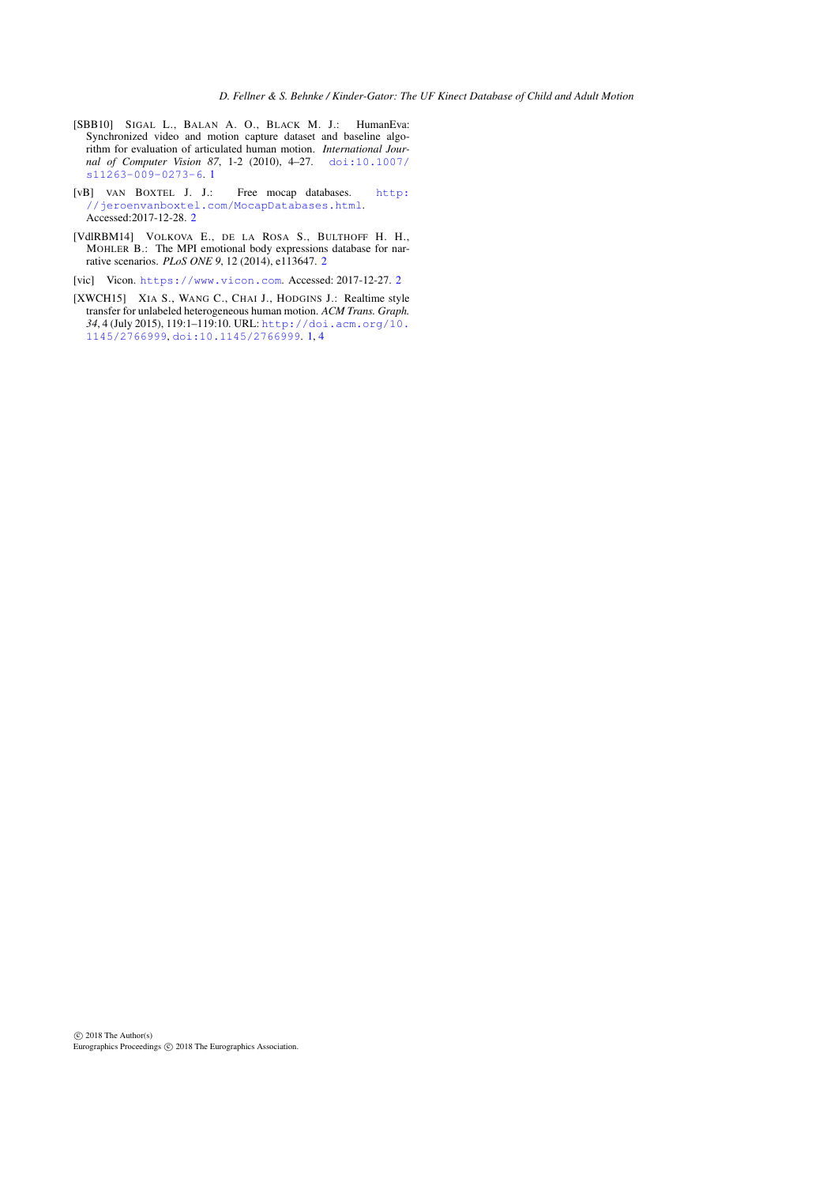[SBB10] SIGAL L., BALAN A. O., BLACK M. J.: HumanEva: Synchronized video and motion capture dataset and baseline algorithm for evaluation of articulated human motion. *International Journal of Computer Vision 87*, 1-2 (2010), 4–27. doi:10.1007/s11263-009-0273-6. 1

[vB] VAN BOXTEL J. J.: Free mocap databases. http://jeroenvanboxtel.com/MocapDatabases.html. Accessed:2017-12-28. 2

[VdlRBM14] VOLKOVA E., DE LA ROSA S., BULTHOFF H. H., MOHLER B.: The MPI emotional body expressions database for narrative scenarios. *PLoS ONE 9*, 12 (2014), e113647. 2

[vic] Vicon. https://www.vicon.com. Accessed: 2017-12-27. 2

[XWCH15] XIA S., WANG C., CHAI J., HODGINS J.: Realtime style transfer for unlabeled heterogeneous human motion. *ACM Trans. Graph. 34*, 4 (July 2015), 119:1–119:10. URL: http://doi.acm.org/10.1145/2766999, doi:10.1145/2766999. 1, 4